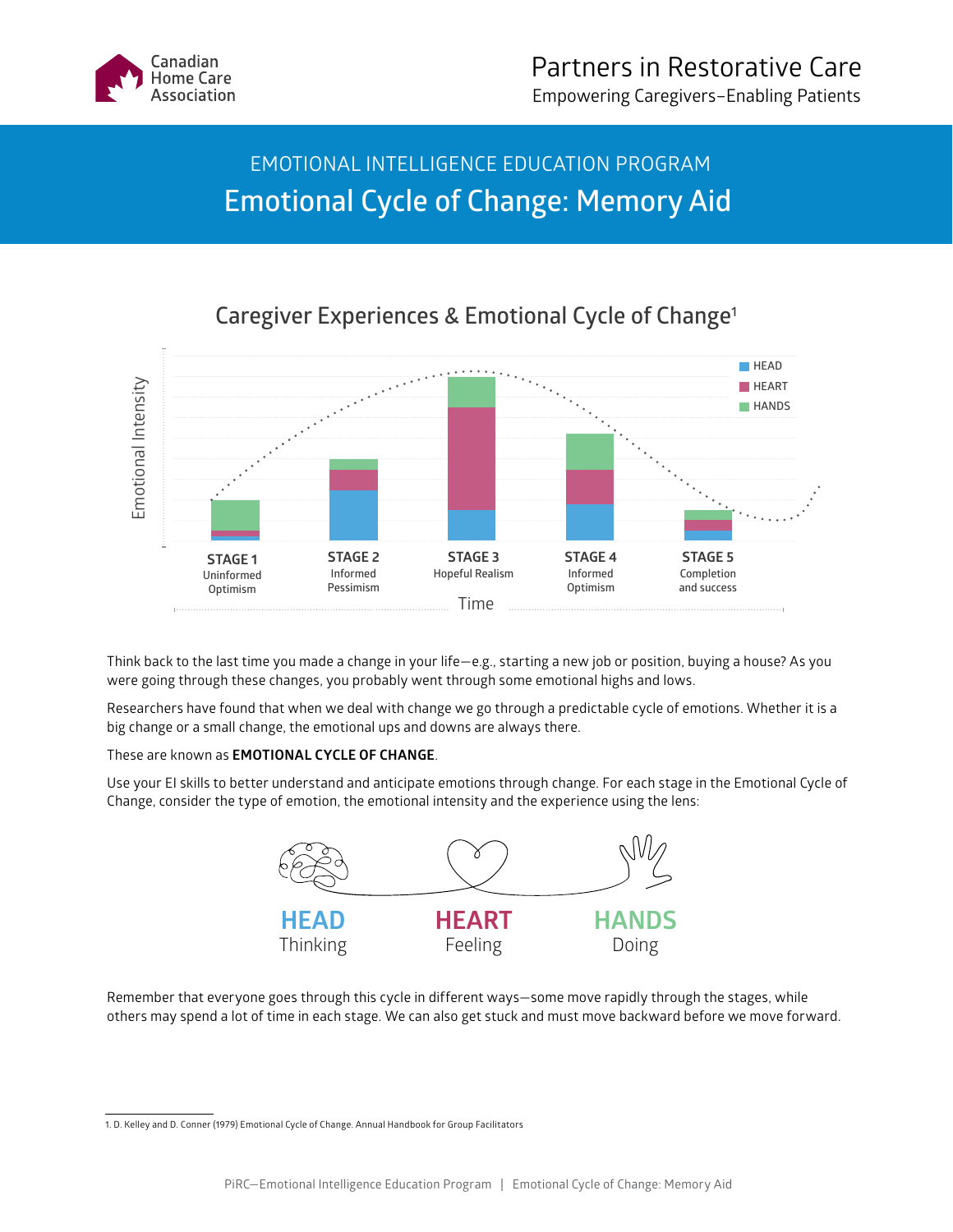Canadian Home Care Association

Partners in Restorative Care
Empowering Caregivers–Enabling Patients

EMOTIONAL INTELLIGENCE EDUCATION PROGRAM

# Emotional Cycle of Change: Memory Aid

## Caregiver Experiences & Emotional Cycle of Change[1]

Emotional Intensity

HEAD
HEART
HANDS

**STAGE 1** Uninformed Optimism

**STAGE 2** Informed Pessimism

**STAGE 3** Hopeful Realism

**STAGE 4** Informed Optimism

**STAGE 5** Completion and success

Time

Think back to the last time you made a change in your life—e.g., starting a new job or position, buying a house? As you were going through these changes, you probably went through some emotional highs and lows.

Researchers have found that when we deal with change we go through a predictable cycle of emotions. Whether it is a big change or a small change, the emotional ups and downs are always there.

These are known as **EMOTIONAL CYCLE OF CHANGE**.

Use your EI skills to better understand and anticipate emotions through change. For each stage in the Emotional Cycle of Change, consider the type of emotion, the emotional intensity and the experience using the lens:

**HEAD**
Thinking

**HEART**
Feeling

**HANDS**
Doing

Remember that everyone goes through this cycle in different ways—some move rapidly through the stages, while others may spend a lot of time in each stage. We can also get stuck and must move backward before we move forward.

1. D. Kelley and D. Conner (1979) Emotional Cycle of Change. Annual Handbook for Group Facilitators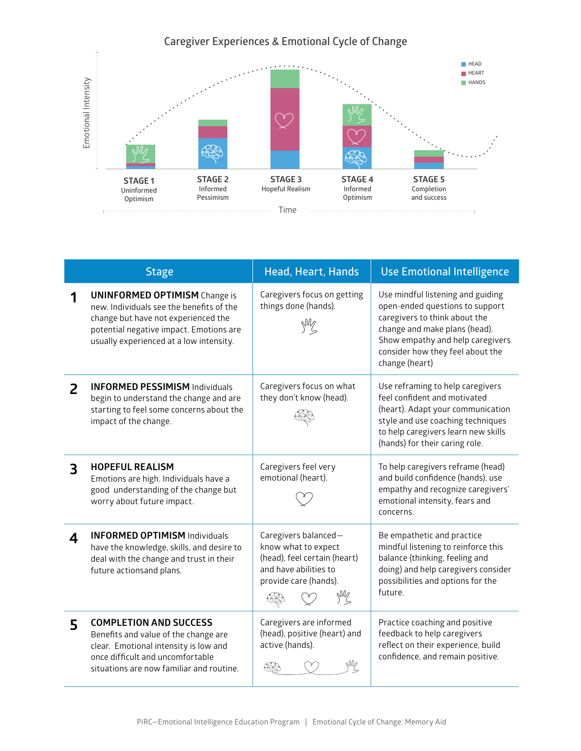## Caregiver Experiences & Emotional Cycle of Change

Emotional Intensity

HEAD
HEART
HANDS

**STAGE 1**
Uninformed Optimism

**STAGE 2**
Informed Pessimism

**STAGE 3**
Hopeful Realism

**STAGE 4**
Informed Optimism

**STAGE 5**
Completion and success

Time

| | Stage | Head, Heart, Hands | Use Emotional Intelligence |
|---|---|---|---|
| 1 | **UNINFORMED OPTIMISM** Change is new. Individuals see the benefits of the change but have not experienced the potential negative impact. Emotions are usually experienced at a low intensity. | Caregivers focus on getting things done (hands). | Use mindful listening and guiding open-ended questions to support caregivers to think about the change and make plans (head). Show empathy and help caregivers consider how they feel about the change (heart) |
| 2 | **INFORMED PESSIMISM** Individuals begin to understand the change and are starting to feel some concerns about the impact of the change. | Caregivers focus on what they don't know (head). | Use reframing to help caregivers feel confident and motivated (heart). Adapt your communication style and use coaching techniques to help caregivers learn new skills (hands) for their caring role. |
| 3 | **HOPEFUL REALISM** Emotions are high. Individuals have a good understanding of the change but worry about future impact. | Caregivers feel very emotional (heart). | To help caregivers reframe (head) and build confidence (hands), use empathy and recognize caregivers' emotional intensity, fears and concerns. |
| 4 | **INFORMED OPTIMISM** Individuals have the knowledge, skills, and desire to deal with the change and trust in their future actionsand plans. | Caregivers balanced—know what to expect (head), feel certain (heart) and have abilities to provide care (hands). | Be empathetic and practice mindful listening to reinforce this balance (thinking, feeling and doing) and help caregivers consider possibilities and options for the future. |
| 5 | **COMPLETION AND SUCCESS** Benefits and value of the change are clear. Emotional intensity is low and once difficult and uncomfortable situations are now familiar and routine. | Caregivers are informed (head), positive (heart) and active (hands). | Practice coaching and positive feedback to help caregivers reflect on their experience, build confidence, and remain positive. |

PiRC—Emotional Intelligence Education Program | Emotional Cycle of Change: Memory Aid